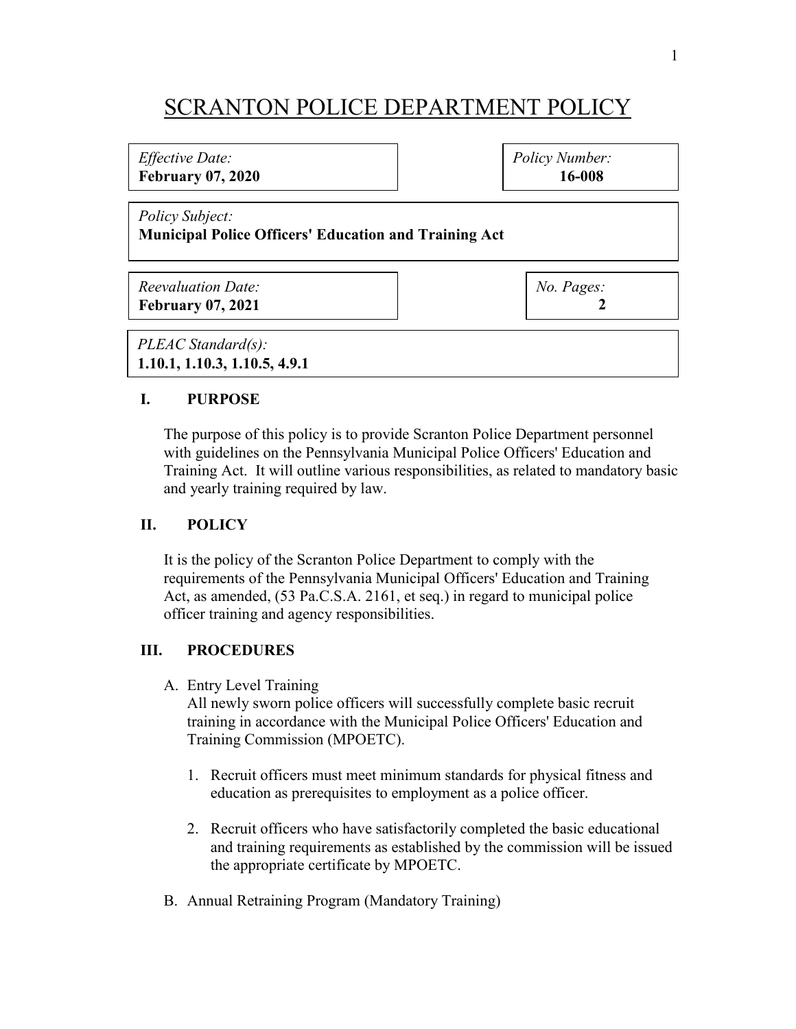# SCRANTON POLICE DEPARTMENT POLICY

| *Effective Date:* **February 07, 2020** | *Policy Number:* **16-008** |
|---|---|
| *Policy Subject:* **Municipal Police Officers' Education and Training Act** | |
| *Reevaluation Date:* **February 07, 2021** | *No. Pages:* **2** |
| *PLEAC Standard(s):* **1.10.1, 1.10.3, 1.10.5, 4.9.1** | |

## I. PURPOSE

The purpose of this policy is to provide Scranton Police Department personnel with guidelines on the Pennsylvania Municipal Police Officers' Education and Training Act. It will outline various responsibilities, as related to mandatory basic and yearly training required by law.

## II. POLICY

It is the policy of the Scranton Police Department to comply with the requirements of the Pennsylvania Municipal Officers' Education and Training Act, as amended, (53 Pa.C.S.A. 2161, et seq.) in regard to municipal police officer training and agency responsibilities.

## III. PROCEDURES

A. Entry Level Training

All newly sworn police officers will successfully complete basic recruit training in accordance with the Municipal Police Officers' Education and Training Commission (MPOETC).

1. Recruit officers must meet minimum standards for physical fitness and education as prerequisites to employment as a police officer.

2. Recruit officers who have satisfactorily completed the basic educational and training requirements as established by the commission will be issued the appropriate certificate by MPOETC.

B. Annual Retraining Program (Mandatory Training)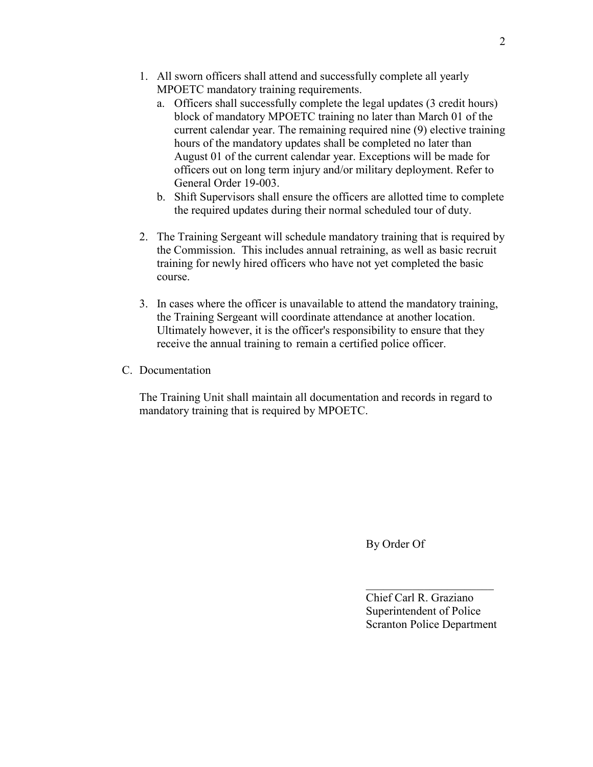1. All sworn officers shall attend and successfully complete all yearly MPOETC mandatory training requirements.
   a. Officers shall successfully complete the legal updates (3 credit hours) block of mandatory MPOETC training no later than March 01 of the current calendar year. The remaining required nine (9) elective training hours of the mandatory updates shall be completed no later than August 01 of the current calendar year. Exceptions will be made for officers out on long term injury and/or military deployment. Refer to General Order 19-003.
   b. Shift Supervisors shall ensure the officers are allotted time to complete the required updates during their normal scheduled tour of duty.

2. The Training Sergeant will schedule mandatory training that is required by the Commission. This includes annual retraining, as well as basic recruit training for newly hired officers who have not yet completed the basic course.

3. In cases where the officer is unavailable to attend the mandatory training, the Training Sergeant will coordinate attendance at another location. Ultimately however, it is the officer's responsibility to ensure that they receive the annual training to remain a certified police officer.

C. Documentation

The Training Unit shall maintain all documentation and records in regard to mandatory training that is required by MPOETC.

By Order Of

\_\_\_\_\_\_\_\_\_\_\_\_\_\_\_\_\_\_\_\_\_\_

Chief Carl R. Graziano
Superintendent of Police
Scranton Police Department